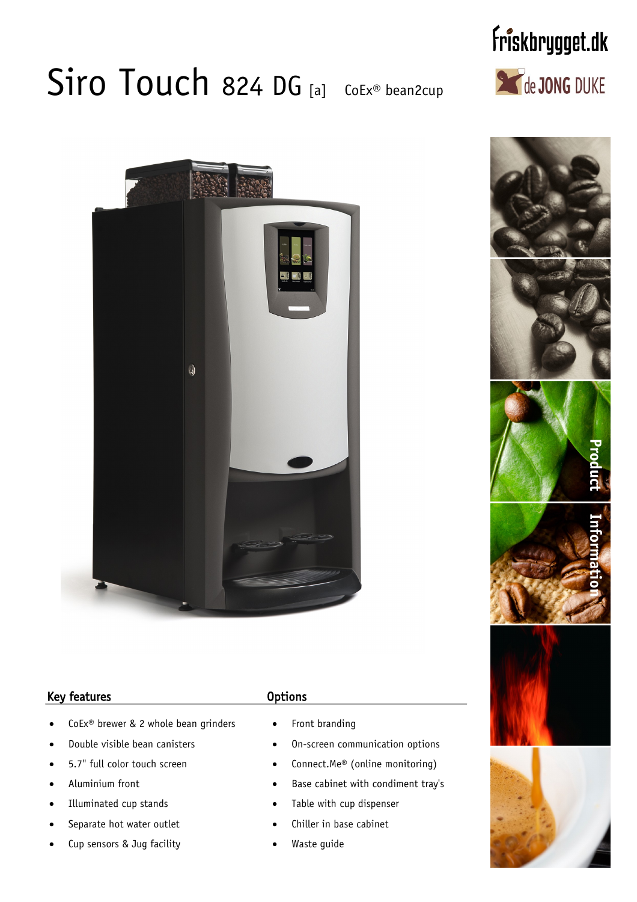# Siro Touch 824 DG [a] CoEx® bean2cup

friskbrygget.dk

de JONG DUKE

Product Information

## Key features

- CoEx® brewer & 2 whole bean grinders
- Double visible bean canisters
- 5.7" full color touch screen
- Aluminium front
- Illuminated cup stands
- Separate hot water outlet
- Cup sensors & Jug facility

## Options

- Front branding
- On-screen communication options
- Connect.Me® (online monitoring)
- Base cabinet with condiment tray's
- Table with cup dispenser
- Chiller in base cabinet
- Waste guide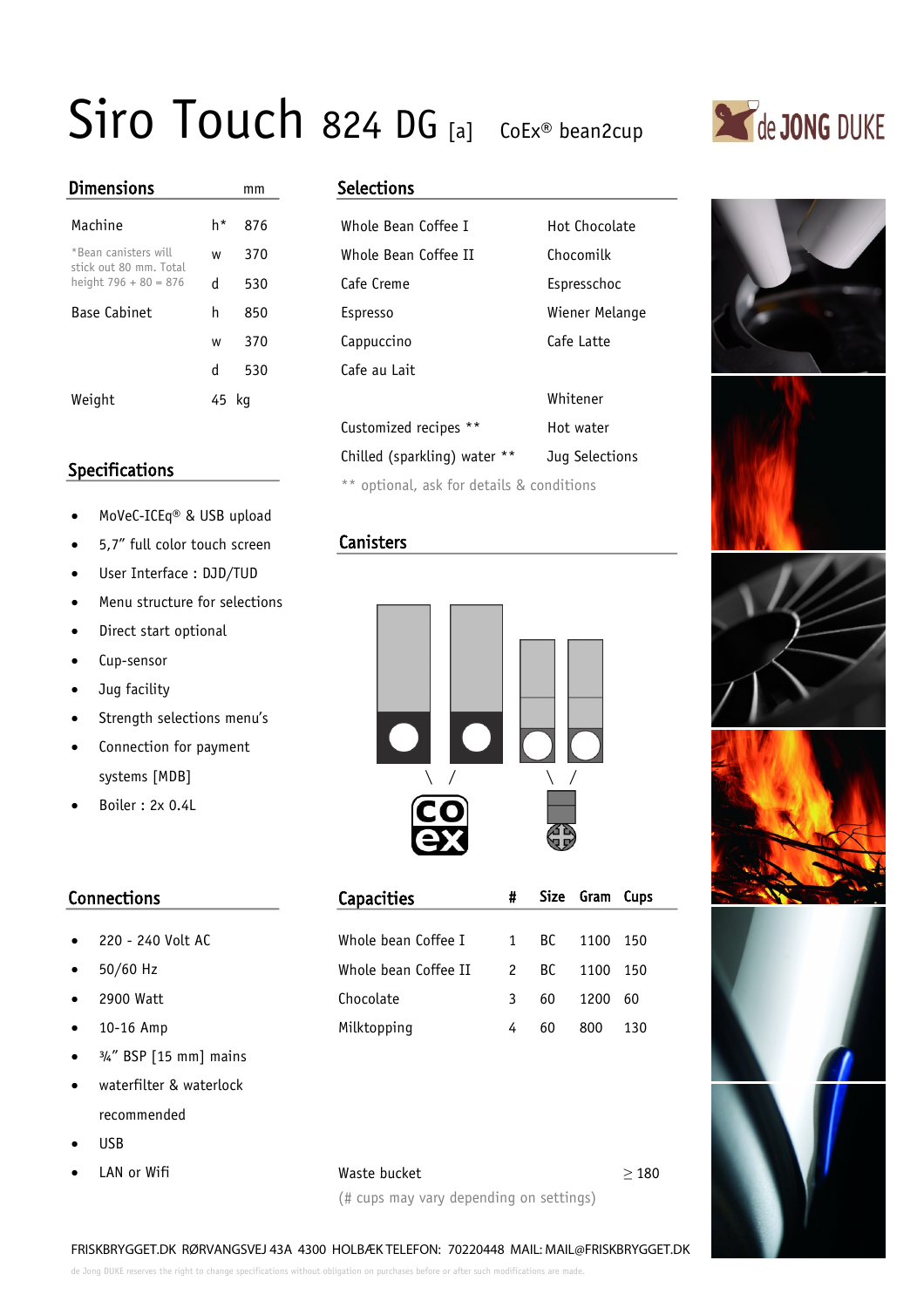# Siro Touch 824 DG [a] CoEx® bean2cup

de JONG DUKE

## Dimensions

| | | mm |
|---|---|---|
| Machine | h* | 876 |
| *Bean canisters will stick out 80 mm. Total height 796 + 80 = 876 | w | 370 |
| | d | 530 |
| Base Cabinet | h | 850 |
| | w | 370 |
| | d | 530 |
| Weight | 45 kg | |

## Specifications

- MoVeC-ICEq® & USB upload
- 5,7" full color touch screen
- User Interface : DJD/TUD
- Menu structure for selections
- Direct start optional
- Cup-sensor
- Jug facility
- Strength selections menu's
- Connection for payment systems [MDB]
- Boiler : 2x 0.4L

## Selections

| | |
|---|---|
| Whole Bean Coffee I | Hot Chocolate |
| Whole Bean Coffee II | Chocomilk |
| Cafe Creme | Espresschoc |
| Espresso | Wiener Melange |
| Cappuccino | Cafe Latte |
| Cafe au Lait | |
| | Whitener |
| Customized recipes ** | Hot water |
| Chilled (sparkling) water ** | Jug Selections |

** optional, ask for details & conditions

## Canisters

co ex

## Connections

- 220 - 240 Volt AC
- 50/60 Hz
- 2900 Watt
- 10-16 Amp
- ¾" BSP [15 mm] mains
- waterfilter & waterlock recommended
- USB
- LAN or Wifi

## Capacities

| Capacities | # | Size | Gram | Cups |
|---|---|---|---|---|
| Whole bean Coffee I | 1 | BC | 1100 | 150 |
| Whole bean Coffee II | 2 | BC | 1100 | 150 |
| Chocolate | 3 | 60 | 1200 | 60 |
| Milktopping | 4 | 60 | 800 | 130 |
| Waste bucket | | | | ≥ 180 |

(# cups may vary depending on settings)

FRISKBRYGGET.DK RØRVANGSVEJ 43A 4300 HOLBÆK TELEFON: 70220448 MAIL: MAIL@FRISKBRYGGET.DK

de Jong DUKE reserves the right to change specifications without obligation on purchases before or after such modifications are made.